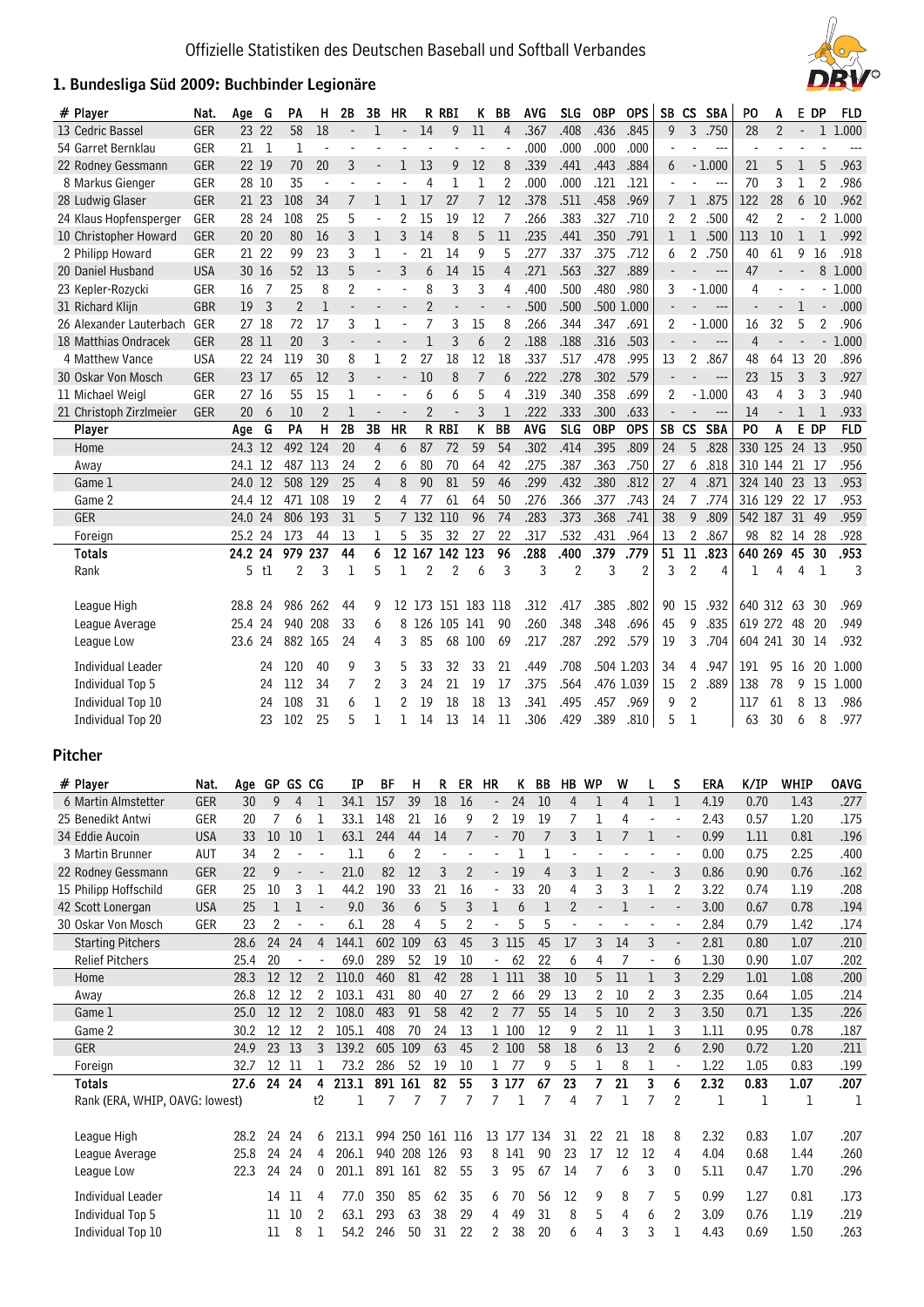Offizielle Statistiken des Deutschen Baseball und Softball Verbandes

## 1. Bundesliga Süd 2009: Buchbinder Legionäre

| # Player | Nat. | Age | G | PA | H | 2B | 3B | HR | R | RBI | K | BB | AVG | SLG | OBP | OPS | SB | CS | SBA | PO | A | E | DP | FLD |
|---|---|---|---|---|---|---|---|---|---|---|---|---|---|---|---|---|---|---|---|---|---|---|---|---|
| 13 Cedric Bassel | GER | 23 | 22 | 58 | 18 | - | 1 | - | 14 | 9 | 11 | 4 | .367 | .408 | .436 | .845 | 9 | 3 | .750 | 28 | 2 | - | 1 | 1.000 |
| 54 Garret Bernklau | GER | 21 | 1 | 1 | - | - | - | - | - | - | - | - | .000 | .000 | .000 | .000 | - | - | --- | - | - | - | - | --- |
| 22 Rodney Gessmann | GER | 22 | 19 | 70 | 20 | 3 | - | 1 | 13 | 9 | 12 | 8 | .339 | .441 | .443 | .884 | 6 | - | 1.000 | 21 | 5 | 1 | 5 | .963 |
| 8 Markus Gienger | GER | 28 | 10 | 35 | - | - | - | - | 4 | 1 | 1 | 2 | .000 | .000 | .121 | .121 | - | - | --- | 70 | 3 | 1 | 2 | .986 |
| 28 Ludwig Glaser | GER | 21 | 23 | 108 | 34 | 7 | 1 | 1 | 17 | 27 | 7 | 12 | .378 | .511 | .458 | .969 | 7 | 1 | .875 | 122 | 28 | 6 | 10 | .962 |
| 24 Klaus Hopfensperger | GER | 28 | 24 | 108 | 25 | 5 | - | 2 | 15 | 19 | 12 | 7 | .266 | .383 | .327 | .710 | 2 | 2 | .500 | 42 | 2 | - | 2 | 1.000 |
| 10 Christopher Howard | GER | 20 | 20 | 80 | 16 | 3 | 1 | 3 | 14 | 8 | 5 | 11 | .235 | .441 | .350 | .791 | 1 | 1 | .500 | 113 | 10 | 1 | 1 | .992 |
| 2 Philipp Howard | GER | 21 | 22 | 99 | 23 | 3 | 1 | - | 21 | 14 | 9 | 5 | .277 | .337 | .375 | .712 | 6 | 2 | .750 | 40 | 61 | 9 | 16 | .918 |
| 20 Daniel Husband | USA | 30 | 16 | 52 | 13 | 5 | - | 3 | 6 | 14 | 15 | 4 | .271 | .563 | .327 | .889 | - | - | --- | 47 | - | - | 8 | 1.000 |
| 23 Kepler-Rozycki | GER | 16 | 7 | 25 | 8 | 2 | - | - | 8 | 3 | 3 | 4 | .400 | .500 | .480 | .980 | 3 | - | 1.000 | 4 | - | - | - | 1.000 |
| 31 Richard Klijn | GBR | 19 | 3 | 2 | 1 | - | - | - | 2 | - | - | - | .500 | .500 | .500 | 1.000 | - | - | --- | - | - | 1 | - | .000 |
| 26 Alexander Lauterbach | GER | 27 | 18 | 72 | 17 | 3 | 1 | - | 7 | 3 | 15 | 8 | .266 | .344 | .347 | .691 | 2 | - | 1.000 | 16 | 32 | 5 | 2 | .906 |
| 18 Matthias Ondracek | GER | 28 | 11 | 20 | 3 | - | - | - | 1 | 3 | 6 | 2 | .188 | .188 | .316 | .503 | - | - | --- | 4 | - | - | - | 1.000 |
| 4 Matthew Vance | USA | 22 | 24 | 119 | 30 | 8 | 1 | 2 | 27 | 18 | 12 | 18 | .337 | .517 | .478 | .995 | 13 | 2 | .867 | 48 | 64 | 13 | 20 | .896 |
| 30 Oskar Von Mosch | GER | 23 | 17 | 65 | 12 | 3 | - | - | 10 | 8 | 7 | 6 | .222 | .278 | .302 | .579 | - | - | --- | 23 | 15 | 3 | 3 | .927 |
| 11 Michael Weigl | GER | 27 | 16 | 55 | 15 | 1 | - | - | 6 | 6 | 5 | 4 | .319 | .340 | .358 | .699 | 2 | - | 1.000 | 43 | 4 | 3 | 3 | .940 |
| 21 Christoph Zirzlmeier | GER | 20 | 6 | 10 | 2 | 1 | - | - | 2 | - | 3 | 1 | .222 | .333 | .300 | .633 | - | - | --- | 14 | - | 1 | 1 | .933 |
| **Player** | | **Age** | **G** | **PA** | **H** | **2B** | **3B** | **HR** | **R** | **RBI** | **K** | **BB** | **AVG** | **SLG** | **OBP** | **OPS** | **SB** | **CS** | **SBA** | **PO** | **A** | **E** | **DP** | **FLD** |
| Home | | 24.3 | 12 | 492 | 124 | 20 | 4 | 6 | 87 | 72 | 59 | 54 | .302 | .414 | .395 | .809 | 24 | 5 | .828 | 330 | 125 | 24 | 13 | .950 |
| Away | | 24.1 | 12 | 487 | 113 | 24 | 2 | 6 | 80 | 70 | 64 | 42 | .275 | .387 | .363 | .750 | 27 | 6 | .818 | 310 | 144 | 21 | 17 | .956 |
| Game 1 | | 24.0 | 12 | 508 | 129 | 25 | 4 | 8 | 90 | 81 | 59 | 46 | .299 | .432 | .380 | .812 | 27 | 4 | .871 | 324 | 140 | 23 | 13 | .953 |
| Game 2 | | 24.4 | 12 | 471 | 108 | 19 | 2 | 4 | 77 | 61 | 64 | 50 | .276 | .366 | .377 | .743 | 24 | 7 | .774 | 316 | 129 | 22 | 17 | .953 |
| GER | | 24.0 | 24 | 806 | 193 | 31 | 5 | 7 | 132 | 110 | 96 | 74 | .283 | .373 | .368 | .741 | 38 | 9 | .809 | 542 | 187 | 31 | 49 | .959 |
| Foreign | | 25.2 | 24 | 173 | 44 | 13 | 1 | 5 | 35 | 32 | 27 | 22 | .317 | .532 | .431 | .964 | 13 | 2 | .867 | 98 | 82 | 14 | 28 | .928 |
| **Totals** | | **24.2** | **24** | **979** | **237** | **44** | **6** | **12** | **167** | **142** | **123** | **96** | **.288** | **.400** | **.379** | **.779** | **51** | **11** | **.823** | **640** | **269** | **45** | **30** | **.953** |
| Rank | | 5 | t1 | 2 | 3 | 1 | 5 | 1 | 2 | 2 | 6 | 3 | 3 | 2 | 3 | 2 | 3 | 2 | 4 | 1 | 4 | 4 | 1 | 3 |
| League High | | 28.8 | 24 | 986 | 262 | 44 | 9 | 12 | 173 | 151 | 183 | 118 | .312 | .417 | .385 | .802 | 90 | 15 | .932 | 640 | 312 | 63 | 30 | .969 |
| League Average | | 25.4 | 24 | 940 | 208 | 33 | 6 | 8 | 126 | 105 | 141 | 90 | .260 | .348 | .348 | .696 | 45 | 9 | .835 | 619 | 272 | 48 | 20 | .949 |
| League Low | | 23.6 | 24 | 882 | 165 | 24 | 4 | 3 | 85 | 68 | 100 | 69 | .217 | .287 | .292 | .579 | 19 | 3 | .704 | 604 | 241 | 30 | 14 | .932 |
| Individual Leader | | | 24 | 120 | 40 | 9 | 3 | 5 | 33 | 32 | 33 | 21 | .449 | .708 | .504 | 1.203 | 34 | 4 | .947 | 191 | 95 | 16 | 20 | 1.000 |
| Individual Top 5 | | | 24 | 112 | 34 | 7 | 2 | 3 | 24 | 21 | 19 | 17 | .375 | .564 | .476 | 1.039 | 15 | 2 | .889 | 138 | 78 | 9 | 15 | 1.000 |
| Individual Top 10 | | | 24 | 108 | 31 | 6 | 1 | 2 | 19 | 18 | 18 | 13 | .341 | .495 | .457 | .969 | 9 | 2 | | 117 | 61 | 8 | 13 | .986 |
| Individual Top 20 | | | 23 | 102 | 25 | 5 | 1 | 1 | 14 | 13 | 14 | 11 | .306 | .429 | .389 | .810 | 5 | 1 | | 63 | 30 | 6 | 8 | .977 |

## Pitcher

| # Player | Nat. | Age | GP | GS | CG | IP | BF | H | R | ER | HR | K | BB | HB | WP | W | L | S | ERA | K/IP | WHIP | OAVG |
|---|---|---|---|---|---|---|---|---|---|---|---|---|---|---|---|---|---|---|---|---|---|---|
| 6 Martin Almstetter | GER | 30 | 9 | 4 | 1 | 34.1 | 157 | 39 | 18 | 16 | - | 24 | 10 | 4 | 1 | 4 | 1 | 1 | 4.19 | 0.70 | 1.43 | .277 |
| 25 Benedikt Antwi | GER | 20 | 7 | 6 | 1 | 33.1 | 148 | 21 | 16 | 9 | 2 | 19 | 19 | 7 | 1 | 4 | - | - | 2.43 | 0.57 | 1.20 | .175 |
| 34 Eddie Ascioti | USA | 33 | 10 | 10 | 1 | 63.1 | 244 | 44 | 14 | 7 | - | 70 | 7 | 3 | 1 | 7 | 1 | - | 0.99 | 1.11 | 0.81 | .196 |
| 3 Martin Brunner | AUT | 34 | 2 | - | - | 1.1 | 6 | 2 | - | - | - | 1 | 1 | - | - | - | - | - | 0.00 | 0.75 | 2.25 | .400 |
| 22 Rodney Gessmann | GER | 22 | 9 | - | - | 21.0 | 82 | 12 | 3 | 2 | - | 19 | 4 | 3 | 1 | 2 | - | 3 | 0.86 | 0.90 | 0.76 | .162 |
| 15 Philipp Hoffschild | GER | 25 | 10 | 3 | 1 | 44.2 | 190 | 33 | 21 | 16 | - | 33 | 20 | 4 | 3 | 3 | 1 | 2 | 3.22 | 0.74 | 1.19 | .208 |
| 42 Scott Lonergan | USA | 25 | 1 | 1 | - | 9.0 | 36 | 6 | 5 | 3 | 1 | 6 | 1 | 2 | - | 1 | - | - | 3.00 | 0.67 | 0.78 | .194 |
| 30 Oskar Von Mosch | GER | 23 | 2 | - | - | 6.1 | 28 | 4 | 5 | 2 | - | 5 | 5 | - | - | - | - | - | 2.84 | 0.79 | 1.42 | .174 |
| Starting Pitchers | | 28.6 | 24 | 24 | 4 | 144.1 | 602 | 109 | 63 | 45 | 3 | 115 | 45 | 17 | 3 | 14 | 3 | - | 2.81 | 0.80 | 1.07 | .210 |
| Relief Pitchers | | 25.4 | 20 | - | - | 69.0 | 289 | 52 | 19 | 10 | - | 62 | 22 | 6 | 4 | 7 | - | 6 | 1.30 | 0.90 | 1.07 | .202 |
| Home | | 28.3 | 12 | 12 | 2 | 110.0 | 460 | 81 | 42 | 28 | 1 | 111 | 38 | 10 | 5 | 11 | 1 | 3 | 2.29 | 1.01 | 1.08 | .200 |
| Away | | 26.8 | 12 | 12 | 2 | 103.1 | 431 | 80 | 40 | 27 | 2 | 66 | 29 | 13 | 2 | 10 | 2 | 3 | 2.35 | 0.64 | 1.05 | .214 |
| Game 1 | | 25.0 | 12 | 12 | 2 | 108.0 | 483 | 91 | 58 | 42 | 2 | 77 | 55 | 14 | 5 | 10 | 2 | 3 | 3.50 | 0.71 | 1.35 | .226 |
| Game 2 | | 30.2 | 12 | 12 | 2 | 105.1 | 408 | 70 | 24 | 13 | 1 | 100 | 12 | 9 | 2 | 11 | 1 | 3 | 1.11 | 0.95 | 0.78 | .187 |
| GER | | 24.9 | 23 | 13 | 3 | 139.2 | 605 | 109 | 63 | 45 | 2 | 100 | 58 | 18 | 6 | 13 | 2 | 6 | 2.90 | 0.72 | 1.20 | .211 |
| Foreign | | 32.7 | 12 | 11 | 1 | 73.2 | 286 | 52 | 19 | 10 | 1 | 77 | 9 | 5 | 1 | 8 | 1 | - | 1.22 | 1.05 | 0.83 | .199 |
| **Totals** | | **27.6** | **24** | **24** | **4** | **213.1** | **891** | **161** | **82** | **55** | **3** | **177** | **67** | **23** | **7** | **21** | **3** | **6** | **2.32** | **0.83** | **1.07** | **.207** |
| Rank (ERA, WHIP, OAVG: lowest) | | | | | t2 | 1 | 7 | 7 | 7 | 7 | 7 | 1 | 7 | 4 | 7 | 1 | 7 | 2 | 1 | 1 | 1 | 1 |
| League High | | 28.2 | 24 | 24 | 6 | 213.1 | 994 | 250 | 161 | 116 | 13 | 177 | 134 | 31 | 22 | 21 | 18 | 8 | 2.32 | 0.83 | 1.07 | .207 |
| League Average | | 25.8 | 24 | 24 | 4 | 206.1 | 940 | 208 | 126 | 93 | 8 | 141 | 90 | 23 | 17 | 12 | 12 | 4 | 4.04 | 0.68 | 1.44 | .260 |
| League Low | | 22.3 | 24 | 24 | 0 | 201.1 | 891 | 161 | 82 | 55 | 3 | 95 | 67 | 14 | 7 | 6 | 3 | 0 | 5.11 | 0.47 | 1.70 | .296 |
| Individual Leader | | | 14 | 11 | 4 | 77.0 | 350 | 85 | 62 | 35 | 6 | 70 | 56 | 12 | 9 | 8 | 7 | 5 | 0.99 | 1.27 | 0.81 | .173 |
| Individual Top 5 | | | 11 | 10 | 2 | 63.1 | 293 | 63 | 38 | 29 | 4 | 49 | 31 | 8 | 5 | 4 | 6 | 2 | 3.09 | 0.76 | 1.19 | .219 |
| Individual Top 10 | | | 11 | 8 | 1 | 54.2 | 246 | 50 | 31 | 22 | 2 | 38 | 20 | 6 | 4 | 3 | 3 | 1 | 4.43 | 0.69 | 1.50 | .263 |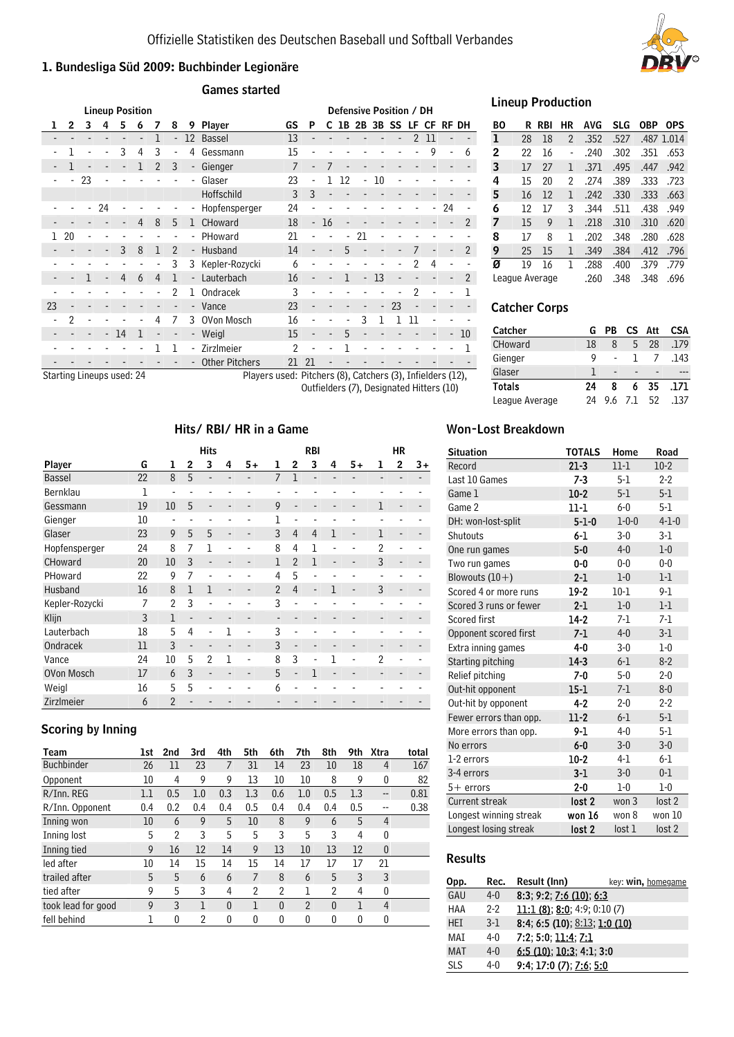Offizielle Statistiken des Deutschen Baseball und Softball Verbandes

## 1. Bundesliga Süd 2009: Buchbinder Legionäre

### Games started

| Lineup Position | | | | | | | | | | | Defensive Position / DH | | | | | | | | | | |
|---|---|---|---|---|---|---|---|---|---|---|---|---|---|---|---|---|---|---|---|---|---|
| 1 | 2 | 3 | 4 | 5 | 6 | 7 | 8 | 9 | Player | GS | P | C | 1B | 2B | 3B | SS | LF | CF | RF | DH |
| - | - | - | - | - | - | 1 | - | 12 | Bassel | 13 | - | - | - | - | - | - | 2 | 11 | - | - |
| - | 1 | - | - | 3 | 4 | 3 | - | 4 | Gessmann | 15 | - | - | - | - | - | - | - | 9 | - | 6 |
| - | 1 | - | - | - | 1 | 2 | 3 | - | Gienger | 7 | - | 7 | - | - | - | - | - | - | - | - |
| - | - | 23 | - | - | - | - | - | - | Glaser | 23 | - | 1 | 12 | - | 10 | - | - | - | - | - |
| | | | | | | | | | Hoffschild | 3 | 3 | - | - | - | - | - | - | - | - | - |
| - | - | - | 24 | - | - | - | - | - | Hopfensperger | 24 | - | - | - | - | - | - | - | - | 24 | - |
| - | - | - | - | - | 4 | 8 | 5 | 1 | CHoward | 18 | - | 16 | - | - | - | - | - | - | - | 2 |
| 1 | 20 | - | - | - | - | - | - | - | PHoward | 21 | - | - | - | 21 | - | - | - | - | - | - |
| - | - | - | - | 3 | 8 | 1 | 2 | - | Husband | 14 | - | - | 5 | - | - | - | 7 | - | - | 2 |
| - | - | - | - | - | - | - | 3 | 3 | Kepler-Rozycki | 6 | - | - | - | - | - | - | 2 | 4 | - | - |
| - | - | 1 | - | 4 | 6 | 4 | 1 | - | Lauterbach | 16 | - | - | 1 | - | 13 | - | - | - | - | 2 |
| - | - | - | - | - | - | - | 2 | 1 | Ondracek | 3 | - | - | - | - | - | - | 2 | - | - | 1 |
| 23 | - | - | - | - | - | - | - | - | Vance | 23 | - | - | - | - | - | 23 | - | - | - | - |
| - | 2 | - | - | - | - | 4 | 7 | 3 | OVon Mosch | 16 | - | - | - | 3 | 1 | 1 | 11 | - | - | - |
| - | - | - | - | 14 | 1 | - | - | - | Weigl | 15 | - | - | 5 | - | - | - | - | - | - | 10 |
| - | - | - | - | - | - | 1 | 1 | - | Zirzlmeier | 2 | - | - | 1 | - | - | - | - | - | - | 1 |
| - | - | - | - | - | - | - | - | - | Other Pitchers | 21 | 21 | - | - | - | - | - | - | - | - | - |

Starting Lineups used: 24

Players used: Pitchers (8), Catchers (3), Infielders (12), Outfielders (7), Designated Hitters (10)

### Lineup Production

| BO | R | RBI | HR | AVG | SLG | OBP | OPS |
|---|---|---|---|---|---|---|---|
| 1 | 28 | 18 | 2 | .352 | .527 | .487 | 1.014 |
| 2 | 22 | 16 | - | .240 | .302 | .351 | .653 |
| 3 | 17 | 27 | 1 | .371 | .495 | .447 | .942 |
| 4 | 15 | 20 | 2 | .274 | .389 | .333 | .723 |
| 5 | 16 | 12 | 1 | .242 | .330 | .333 | .663 |
| 6 | 12 | 17 | 3 | .344 | .511 | .438 | .949 |
| 7 | 15 | 9 | 1 | .218 | .310 | .310 | .620 |
| 8 | 17 | 8 | 1 | .202 | .348 | .280 | .628 |
| 9 | 25 | 15 | 1 | .349 | .384 | .412 | .796 |
| Ø | 19 | 16 | 1 | .288 | .400 | .379 | .779 |
| League Average | | | | .260 | .348 | .348 | .696 |

### Catcher Corps

| Catcher | G | PB | CS | Att | CSA |
|---|---|---|---|---|---|
| CHoward | 18 | 8 | 5 | 28 | .179 |
| Gienger | 9 | - | 1 | 7 | .143 |
| Glaser | 1 | - | - | - | --- |
| **Totals** | **24** | **8** | **6** | **35** | **.171** |
| League Average | 24 | 9.6 | 7.1 | 52 | .137 |

### Hits/ RBI/ HR in a Game

| | | Hits | | | | | | RBI | | | | | | HR | | |
|---|---|---|---|---|---|---|---|---|---|---|---|---|---|---|---|---|
| Player | G | 1 | 2 | 3 | 4 | 5+ | 1 | 2 | 3 | 4 | 5+ | 1 | 2 | 3+ |
| Bassel | 22 | 8 | 5 | - | - | - | 7 | 1 | - | - | - | - | - | - |
| Bernklau | 1 | - | - | - | - | - | - | - | - | - | - | - | - | - |
| Gessmann | 19 | 10 | 5 | - | - | - | 9 | - | - | - | - | 1 | - | - |
| Gienger | 10 | - | - | - | - | - | 1 | - | - | - | - | - | - | - |
| Glaser | 23 | 9 | 5 | 5 | - | - | 3 | 4 | 4 | 1 | - | 1 | - | - |
| Hopfensperger | 24 | 8 | 7 | 1 | - | - | 8 | 4 | 1 | - | - | 2 | - | - |
| CHoward | 20 | 10 | 3 | - | - | - | 1 | 2 | 1 | - | - | 3 | - | - |
| PHoward | 22 | 9 | 7 | - | - | - | 4 | 5 | - | - | - | - | - | - |
| Husband | 16 | 8 | 1 | 1 | - | - | 2 | 4 | - | 1 | - | 3 | - | - |
| Kepler-Rozycki | 7 | 2 | 3 | - | - | - | 3 | - | - | - | - | - | - | - |
| Klijn | 3 | 1 | - | - | - | - | - | - | - | - | - | - | - | - |
| Lauterbach | 18 | 5 | 4 | - | 1 | - | 3 | - | - | - | - | - | - | - |
| Ondracek | 11 | 3 | - | - | - | - | 3 | - | - | - | - | - | - | - |
| Vance | 24 | 10 | 5 | 2 | 1 | - | 8 | 3 | - | 1 | - | 2 | - | - |
| OVon Mosch | 17 | 6 | 3 | - | - | - | 5 | - | 1 | - | - | - | - | - |
| Weigl | 16 | 5 | 5 | - | - | - | 6 | - | - | - | - | - | - | - |
| Zirzlmeier | 6 | 2 | - | - | - | - | - | - | - | - | - | - | - | - |

### Scoring by Inning

| Team | 1st | 2nd | 3rd | 4th | 5th | 6th | 7th | 8th | 9th | Xtra | total |
|---|---|---|---|---|---|---|---|---|---|---|---|
| Buchbinder | 26 | 11 | 23 | 7 | 31 | 14 | 23 | 10 | 18 | 4 | 167 |
| Opponent | 10 | 4 | 9 | 9 | 13 | 10 | 10 | 8 | 9 | 0 | 82 |
| R/Inn. REG | 1.1 | 0.5 | 1.0 | 0.3 | 1.3 | 0.6 | 1.0 | 0.5 | 1.3 | -- | 0.81 |
| R/Inn. Opponent | 0.4 | 0.2 | 0.4 | 0.4 | 0.5 | 0.4 | 0.4 | 0.4 | 0.5 | -- | 0.38 |
| Inning won | 10 | 6 | 9 | 5 | 10 | 8 | 9 | 6 | 5 | 4 | |
| Inning lost | 5 | 2 | 3 | 5 | 5 | 3 | 5 | 3 | 4 | 0 | |
| Inning tied | 9 | 16 | 12 | 14 | 9 | 13 | 10 | 13 | 12 | 0 | |
| led after | 10 | 14 | 15 | 14 | 15 | 14 | 17 | 17 | 17 | 21 | |
| trailed after | 5 | 5 | 6 | 6 | 7 | 8 | 6 | 5 | 3 | 3 | |
| tied after | 9 | 5 | 3 | 4 | 2 | 2 | 1 | 2 | 4 | 0 | |
| took lead for good | 9 | 3 | 1 | 0 | 1 | 0 | 2 | 0 | 1 | 4 | |
| fell behind | 1 | 0 | 2 | 0 | 0 | 0 | 0 | 0 | 0 | 0 | |

### Won-Lost Breakdown

| Situation | TOTALS | Home | Road |
|---|---|---|---|
| Record | **21-3** | 11-1 | 10-2 |
| Last 10 Games | **7-3** | 5-1 | 2-2 |
| Game 1 | **10-2** | 5-1 | 5-1 |
| Game 2 | **11-1** | 6-0 | 5-1 |
| DH: won-lost-split | **5-1-0** | 1-0-0 | 4-1-0 |
| Shutouts | **6-1** | 3-0 | 3-1 |
| One run games | **5-0** | 4-0 | 1-0 |
| Two run games | **0-0** | 0-0 | 0-0 |
| Blowouts (10+) | **2-1** | 1-0 | 1-1 |
| Scored 4 or more runs | **19-2** | 10-1 | 9-1 |
| Scored 3 runs or fewer | **2-1** | 1-0 | 1-1 |
| Scored first | **14-2** | 7-1 | 7-1 |
| Opponent scored first | **7-1** | 4-0 | 3-1 |
| Extra inning games | **4-0** | 3-0 | 1-0 |
| Starting pitching | **14-3** | 6-1 | 8-2 |
| Relief pitching | **7-0** | 5-0 | 2-0 |
| Out-hit opponent | **15-1** | 7-1 | 8-0 |
| Out-hit by opponent | **4-2** | 2-0 | 2-2 |
| Fewer errors than opp. | **11-2** | 6-1 | 5-1 |
| More errors than opp. | **9-1** | 4-0 | 5-1 |
| No errors | **6-0** | 3-0 | 3-0 |
| 1-2 errors | **10-2** | 4-1 | 6-1 |
| 3-4 errors | **3-1** | 3-0 | 0-1 |
| 5+ errors | **2-0** | 1-0 | 1-0 |
| Current streak | **lost 2** | won 3 | lost 2 |
| Longest winning streak | **won 16** | won 8 | won 10 |
| Longest losing streak | **lost 2** | lost 1 | lost 2 |

### Results

| Opp. | Rec. | Result (Inn) key: **win**, homegame |
|---|---|---|
| GAU | 4-0 | **8:3**; **9:2**; **7:6 (10)**; **6:3** |
| HAA | 2-2 | **11:1 (8)**; **8:0**; 4:9; 0:10 (7) |
| HEI | 3-1 | **8:4**; **6:5 (10)**; 8:13; **1:0 (10)** |
| MAI | 4-0 | **7:2**; **5:0**; **11:4**; **7:1** |
| MAT | 4-0 | **6:5 (10)**; **10:3**; **4:1**; **3:0** |
| SLS | 4-0 | **9:4**; **17:0 (7)**; **7:6**; **5:0** |